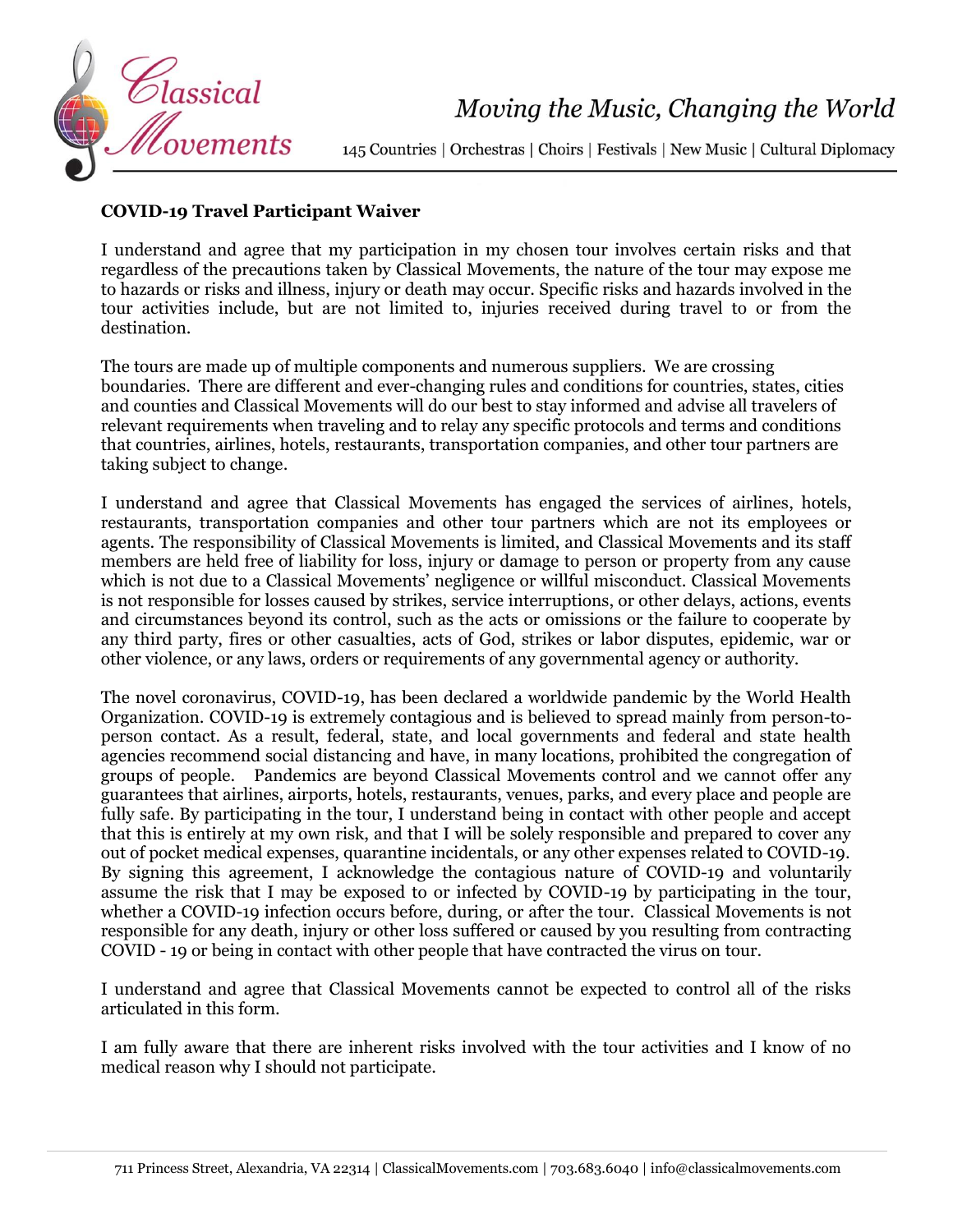**COVID-19 Travel Participant Waiver**

I understand and agree that my participation in my chosen tour involves certain risks and that regardless of the precautions taken by Classical Movements, the nature of the tour may expose me to hazards or risks and illness, injury or death may occur. Specific risks and hazards involved in the tour activities include, but are not limited to, injuries received during travel to or from the destination.

The tours are made up of multiple components and numerous suppliers. We are crossing boundaries. There are different and ever-changing rules and conditions for countries, states, cities and counties and Classical Movements will do our best to stay informed and advise all travelers of relevant requirements when traveling and to relay any specific protocols and terms and conditions that countries, airlines, hotels, restaurants, transportation companies, and other tour partners are taking subject to change.

I understand and agree that Classical Movements has engaged the services of airlines, hotels, restaurants, transportation companies and other tour partners which are not its employees or agents. The responsibility of Classical Movements is limited, and Classical Movements and its staff members are held free of liability for loss, injury or damage to person or property from any cause which is not due to a Classical Movements' negligence or willful misconduct. Classical Movements is not responsible for losses caused by strikes, service interruptions, or other delays, actions, events and circumstances beyond its control, such as the acts or omissions or the failure to cooperate by any third party, fires or other casualties, acts of God, strikes or labor disputes, epidemic, war or other violence, or any laws, orders or requirements of any governmental agency or authority.

The novel coronavirus, COVID-19, has been declared a worldwide pandemic by the World Health Organization. COVID-19 is extremely contagious and is believed to spread mainly from person-to-person contact. As a result, federal, state, and local governments and federal and state health agencies recommend social distancing and have, in many locations, prohibited the congregation of groups of people. Pandemics are beyond Classical Movements control and we cannot offer any guarantees that airlines, airports, hotels, restaurants, venues, parks, and every place and people are fully safe. By participating in the tour, I understand being in contact with other people and accept that this is entirely at my own risk, and that I will be solely responsible and prepared to cover any out of pocket medical expenses, quarantine incidentals, or any other expenses related to COVID-19. By signing this agreement, I acknowledge the contagious nature of COVID-19 and voluntarily assume the risk that I may be exposed to or infected by COVID-19 by participating in the tour, whether a COVID-19 infection occurs before, during, or after the tour. Classical Movements is not responsible for any death, injury or other loss suffered or caused by you resulting from contracting COVID - 19 or being in contact with other people that have contracted the virus on tour.

I understand and agree that Classical Movements cannot be expected to control all of the risks articulated in this form.

I am fully aware that there are inherent risks involved with the tour activities and I know of no medical reason why I should not participate.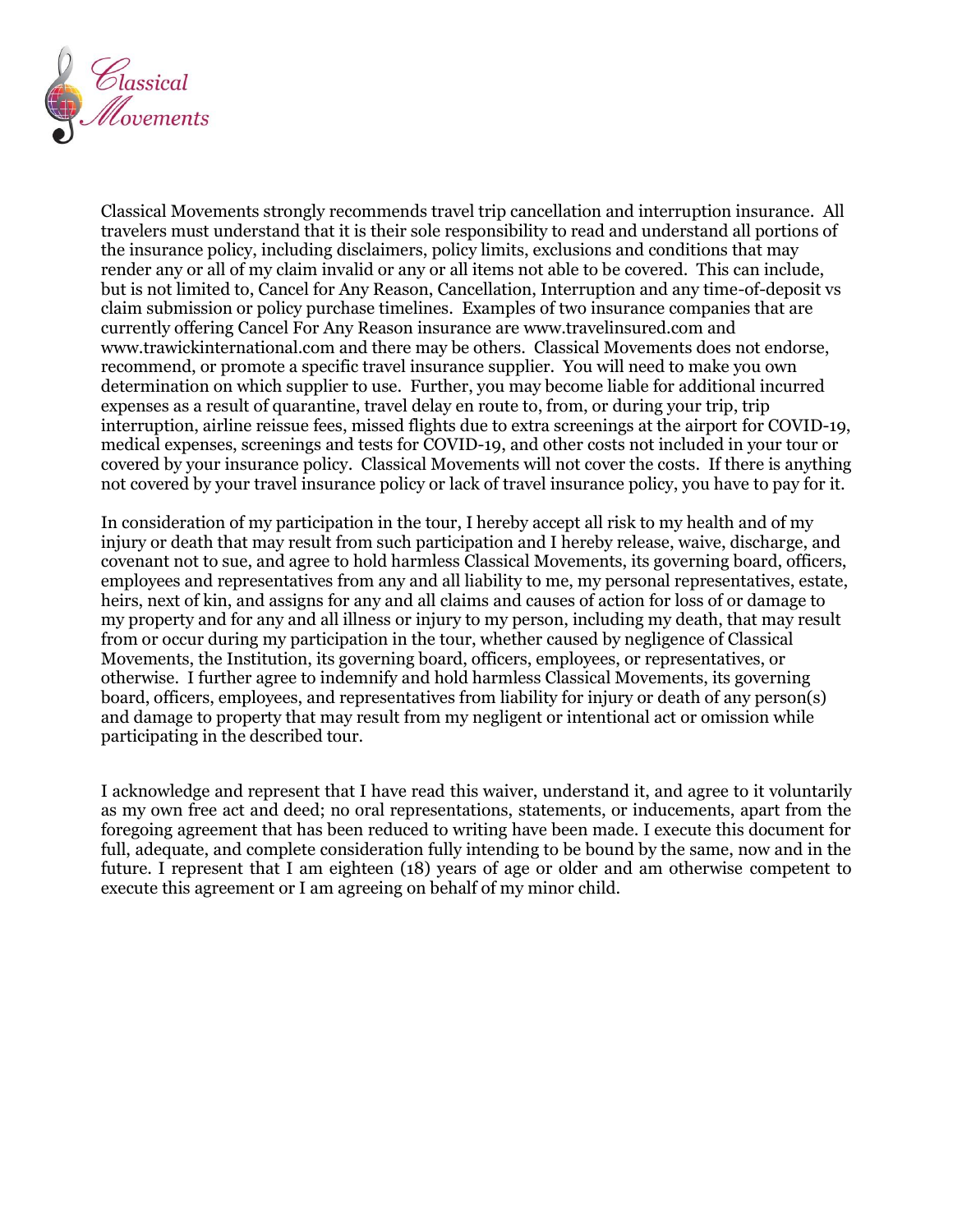Classical Movements strongly recommends travel trip cancellation and interruption insurance. All travelers must understand that it is their sole responsibility to read and understand all portions of the insurance policy, including disclaimers, policy limits, exclusions and conditions that may render any or all of my claim invalid or any or all items not able to be covered. This can include, but is not limited to, Cancel for Any Reason, Cancellation, Interruption and any time-of-deposit vs claim submission or policy purchase timelines. Examples of two insurance companies that are currently offering Cancel For Any Reason insurance are www.travelinsured.com and www.trawickinternational.com and there may be others. Classical Movements does not endorse, recommend, or promote a specific travel insurance supplier. You will need to make you own determination on which supplier to use. Further, you may become liable for additional incurred expenses as a result of quarantine, travel delay en route to, from, or during your trip, trip interruption, airline reissue fees, missed flights due to extra screenings at the airport for COVID-19, medical expenses, screenings and tests for COVID-19, and other costs not included in your tour or covered by your insurance policy. Classical Movements will not cover the costs. If there is anything not covered by your travel insurance policy or lack of travel insurance policy, you have to pay for it.

In consideration of my participation in the tour, I hereby accept all risk to my health and of my injury or death that may result from such participation and I hereby release, waive, discharge, and covenant not to sue, and agree to hold harmless Classical Movements, its governing board, officers, employees and representatives from any and all liability to me, my personal representatives, estate, heirs, next of kin, and assigns for any and all claims and causes of action for loss of or damage to my property and for any and all illness or injury to my person, including my death, that may result from or occur during my participation in the tour, whether caused by negligence of Classical Movements, the Institution, its governing board, officers, employees, or representatives, or otherwise. I further agree to indemnify and hold harmless Classical Movements, its governing board, officers, employees, and representatives from liability for injury or death of any person(s) and damage to property that may result from my negligent or intentional act or omission while participating in the described tour.

I acknowledge and represent that I have read this waiver, understand it, and agree to it voluntarily as my own free act and deed; no oral representations, statements, or inducements, apart from the foregoing agreement that has been reduced to writing have been made. I execute this document for full, adequate, and complete consideration fully intending to be bound by the same, now and in the future. I represent that I am eighteen (18) years of age or older and am otherwise competent to execute this agreement or I am agreeing on behalf of my minor child.